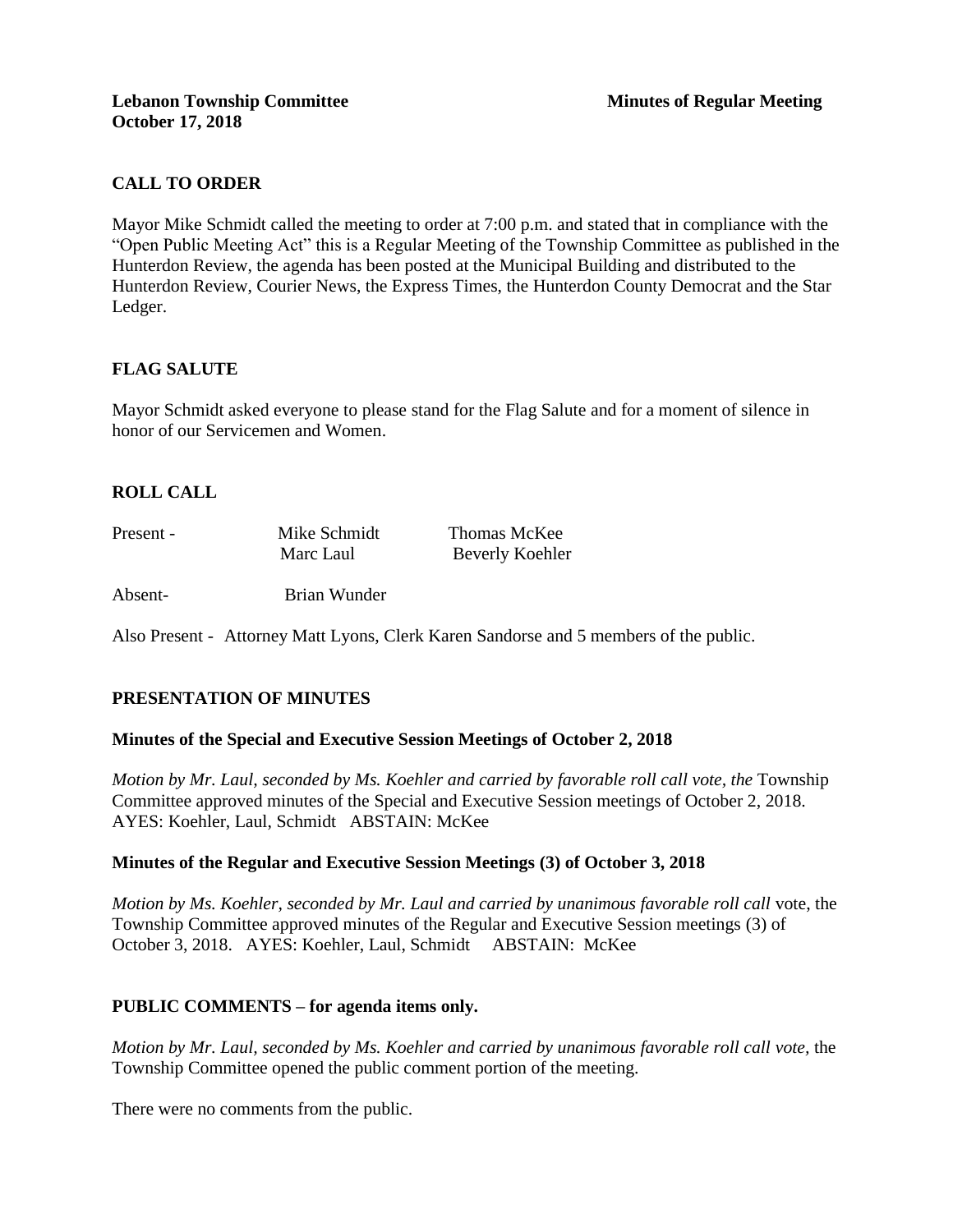**Lebanon Township Committee** **Minutes of Regular Meeting**
**October 17, 2018**

## CALL TO ORDER

Mayor Mike Schmidt called the meeting to order at 7:00 p.m. and stated that in compliance with the "Open Public Meeting Act" this is a Regular Meeting of the Township Committee as published in the Hunterdon Review, the agenda has been posted at the Municipal Building and distributed to the Hunterdon Review, Courier News, the Express Times, the Hunterdon County Democrat and the Star Ledger.

## FLAG SALUTE

Mayor Schmidt asked everyone to please stand for the Flag Salute and for a moment of silence in honor of our Servicemen and Women.

## ROLL CALL

| | | |
|---|---|---|
| Present - | Mike Schmidt | Thomas McKee |
| | Marc Laul | Beverly Koehler |
| Absent- | Brian Wunder | |

Also Present - Attorney Matt Lyons, Clerk Karen Sandorse and 5 members of the public.

## PRESENTATION OF MINUTES

### Minutes of the Special and Executive Session Meetings of October 2, 2018

*Motion by Mr. Laul, seconded by Ms. Koehler and carried by favorable roll call vote, the* Township Committee approved minutes of the Special and Executive Session meetings of October 2, 2018. AYES: Koehler, Laul, Schmidt ABSTAIN: McKee

### Minutes of the Regular and Executive Session Meetings (3) of October 3, 2018

*Motion by Ms. Koehler, seconded by Mr. Laul and carried by unanimous favorable roll call* vote, the Township Committee approved minutes of the Regular and Executive Session meetings (3) of October 3, 2018. AYES: Koehler, Laul, Schmidt ABSTAIN: McKee

## PUBLIC COMMENTS – for agenda items only.

*Motion by Mr. Laul, seconded by Ms. Koehler and carried by unanimous favorable roll call vote,* the Township Committee opened the public comment portion of the meeting.

There were no comments from the public.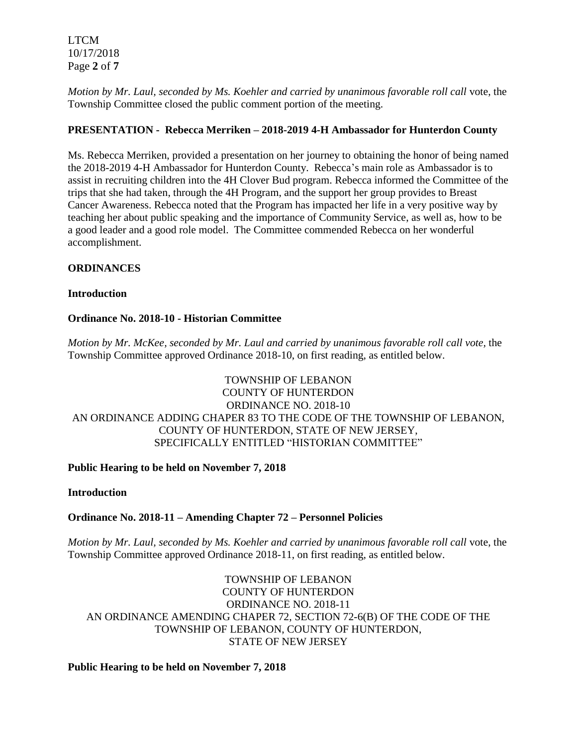*Motion by Mr. Laul, seconded by Ms. Koehler and carried by unanimous favorable roll call* vote, the Township Committee closed the public comment portion of the meeting.

**PRESENTATION - Rebecca Merriken – 2018-2019 4-H Ambassador for Hunterdon County**

Ms. Rebecca Merriken, provided a presentation on her journey to obtaining the honor of being named the 2018-2019 4-H Ambassador for Hunterdon County. Rebecca's main role as Ambassador is to assist in recruiting children into the 4H Clover Bud program. Rebecca informed the Committee of the trips that she had taken, through the 4H Program, and the support her group provides to Breast Cancer Awareness. Rebecca noted that the Program has impacted her life in a very positive way by teaching her about public speaking and the importance of Community Service, as well as, how to be a good leader and a good role model. The Committee commended Rebecca on her wonderful accomplishment.

**ORDINANCES**

**Introduction**

**Ordinance No. 2018-10 - Historian Committee**

*Motion by Mr. McKee, seconded by Mr. Laul and carried by unanimous favorable roll call vote*, the Township Committee approved Ordinance 2018-10, on first reading, as entitled below.

TOWNSHIP OF LEBANON
COUNTY OF HUNTERDON
ORDINANCE NO. 2018-10
AN ORDINANCE ADDING CHAPER 83 TO THE CODE OF THE TOWNSHIP OF LEBANON, COUNTY OF HUNTERDON, STATE OF NEW JERSEY, SPECIFICALLY ENTITLED "HISTORIAN COMMITTEE"

**Public Hearing to be held on November 7, 2018**

**Introduction**

**Ordinance No. 2018-11 – Amending Chapter 72 – Personnel Policies**

*Motion by Mr. Laul, seconded by Ms. Koehler and carried by unanimous favorable roll call* vote, the Township Committee approved Ordinance 2018-11, on first reading, as entitled below.

TOWNSHIP OF LEBANON
COUNTY OF HUNTERDON
ORDINANCE NO. 2018-11
AN ORDINANCE AMENDING CHAPER 72, SECTION 72-6(B) OF THE CODE OF THE TOWNSHIP OF LEBANON, COUNTY OF HUNTERDON, STATE OF NEW JERSEY

**Public Hearing to be held on November 7, 2018**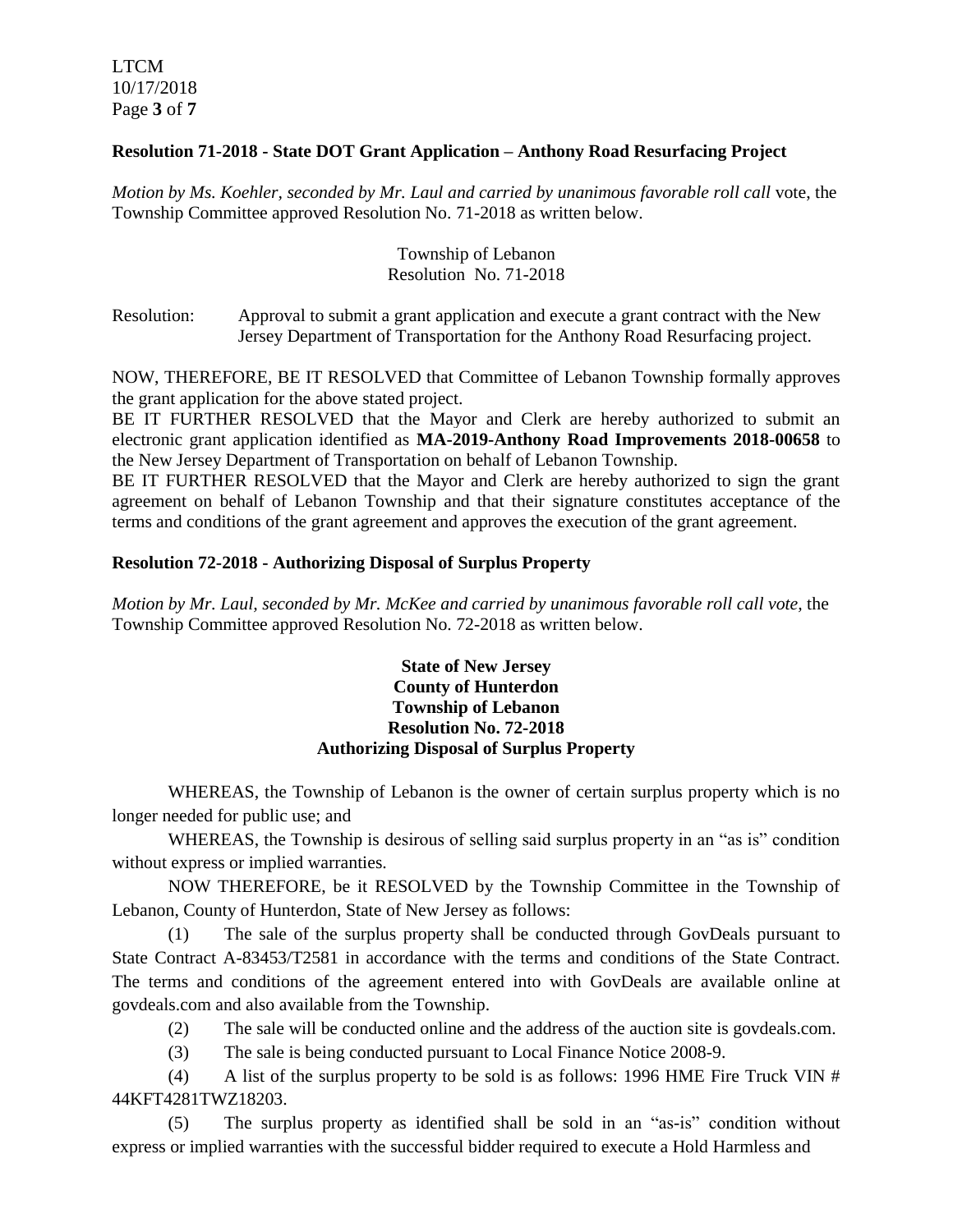**Resolution 71-2018 - State DOT Grant Application – Anthony Road Resurfacing Project**

*Motion by Ms. Koehler, seconded by Mr. Laul and carried by unanimous favorable roll call* vote, the Township Committee approved Resolution No. 71-2018 as written below.

Township of Lebanon
Resolution No. 71-2018

Resolution: Approval to submit a grant application and execute a grant contract with the New Jersey Department of Transportation for the Anthony Road Resurfacing project.

NOW, THEREFORE, BE IT RESOLVED that Committee of Lebanon Township formally approves the grant application for the above stated project.

BE IT FURTHER RESOLVED that the Mayor and Clerk are hereby authorized to submit an electronic grant application identified as **MA-2019-Anthony Road Improvements 2018-00658** to the New Jersey Department of Transportation on behalf of Lebanon Township.

BE IT FURTHER RESOLVED that the Mayor and Clerk are hereby authorized to sign the grant agreement on behalf of Lebanon Township and that their signature constitutes acceptance of the terms and conditions of the grant agreement and approves the execution of the grant agreement.

**Resolution 72-2018 - Authorizing Disposal of Surplus Property**

*Motion by Mr. Laul, seconded by Mr. McKee and carried by unanimous favorable roll call vote,* the Township Committee approved Resolution No. 72-2018 as written below.

**State of New Jersey**
**County of Hunterdon**
**Township of Lebanon**
**Resolution No. 72-2018**
**Authorizing Disposal of Surplus Property**

WHEREAS, the Township of Lebanon is the owner of certain surplus property which is no longer needed for public use; and

WHEREAS, the Township is desirous of selling said surplus property in an "as is" condition without express or implied warranties.

NOW THEREFORE, be it RESOLVED by the Township Committee in the Township of Lebanon, County of Hunterdon, State of New Jersey as follows:

(1) The sale of the surplus property shall be conducted through GovDeals pursuant to State Contract A-83453/T2581 in accordance with the terms and conditions of the State Contract. The terms and conditions of the agreement entered into with GovDeals are available online at govdeals.com and also available from the Township.

(2) The sale will be conducted online and the address of the auction site is govdeals.com.

(3) The sale is being conducted pursuant to Local Finance Notice 2008-9.

(4) A list of the surplus property to be sold is as follows: 1996 HME Fire Truck VIN # 44KFT4281TWZ18203.

(5) The surplus property as identified shall be sold in an "as-is" condition without express or implied warranties with the successful bidder required to execute a Hold Harmless and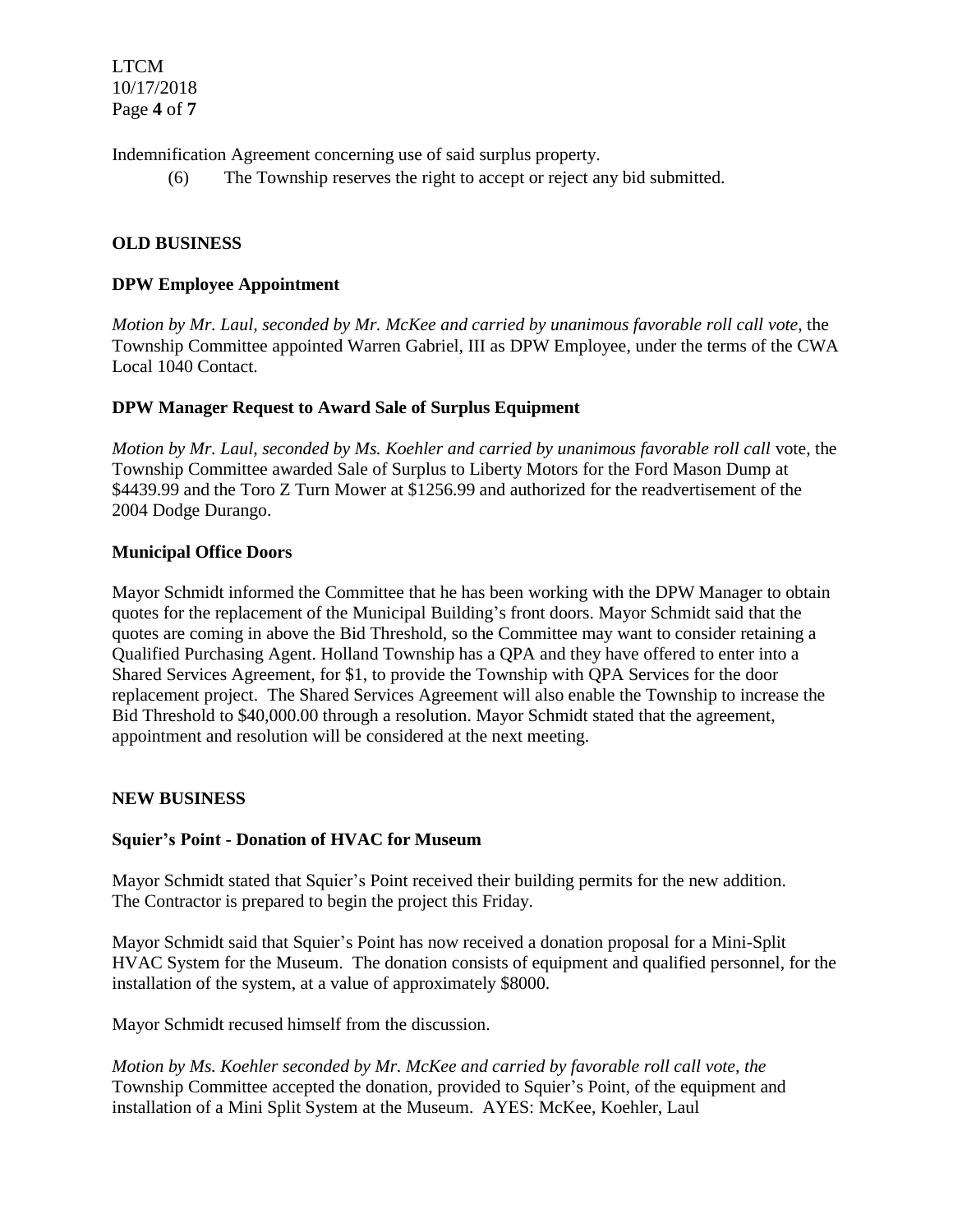Indemnification Agreement concerning use of said surplus property.

(6) The Township reserves the right to accept or reject any bid submitted.

**OLD BUSINESS**

**DPW Employee Appointment**

*Motion by Mr. Laul, seconded by Mr. McKee and carried by unanimous favorable roll call vote,* the Township Committee appointed Warren Gabriel, III as DPW Employee, under the terms of the CWA Local 1040 Contact.

**DPW Manager Request to Award Sale of Surplus Equipment**

*Motion by Mr. Laul, seconded by Ms. Koehler and carried by unanimous favorable roll call* vote, the Township Committee awarded Sale of Surplus to Liberty Motors for the Ford Mason Dump at $4439.99 and the Toro Z Turn Mower at $1256.99 and authorized for the readvertisement of the 2004 Dodge Durango.

**Municipal Office Doors**

Mayor Schmidt informed the Committee that he has been working with the DPW Manager to obtain quotes for the replacement of the Municipal Building's front doors. Mayor Schmidt said that the quotes are coming in above the Bid Threshold, so the Committee may want to consider retaining a Qualified Purchasing Agent. Holland Township has a QPA and they have offered to enter into a Shared Services Agreement, for $1, to provide the Township with QPA Services for the door replacement project. The Shared Services Agreement will also enable the Township to increase the Bid Threshold to $40,000.00 through a resolution. Mayor Schmidt stated that the agreement, appointment and resolution will be considered at the next meeting.

**NEW BUSINESS**

**Squier's Point - Donation of HVAC for Museum**

Mayor Schmidt stated that Squier's Point received their building permits for the new addition. The Contractor is prepared to begin the project this Friday.

Mayor Schmidt said that Squier's Point has now received a donation proposal for a Mini-Split HVAC System for the Museum. The donation consists of equipment and qualified personnel, for the installation of the system, at a value of approximately $8000.

Mayor Schmidt recused himself from the discussion.

*Motion by Ms. Koehler seconded by Mr. McKee and carried by favorable roll call vote, the* Township Committee accepted the donation, provided to Squier's Point, of the equipment and installation of a Mini Split System at the Museum. AYES: McKee, Koehler, Laul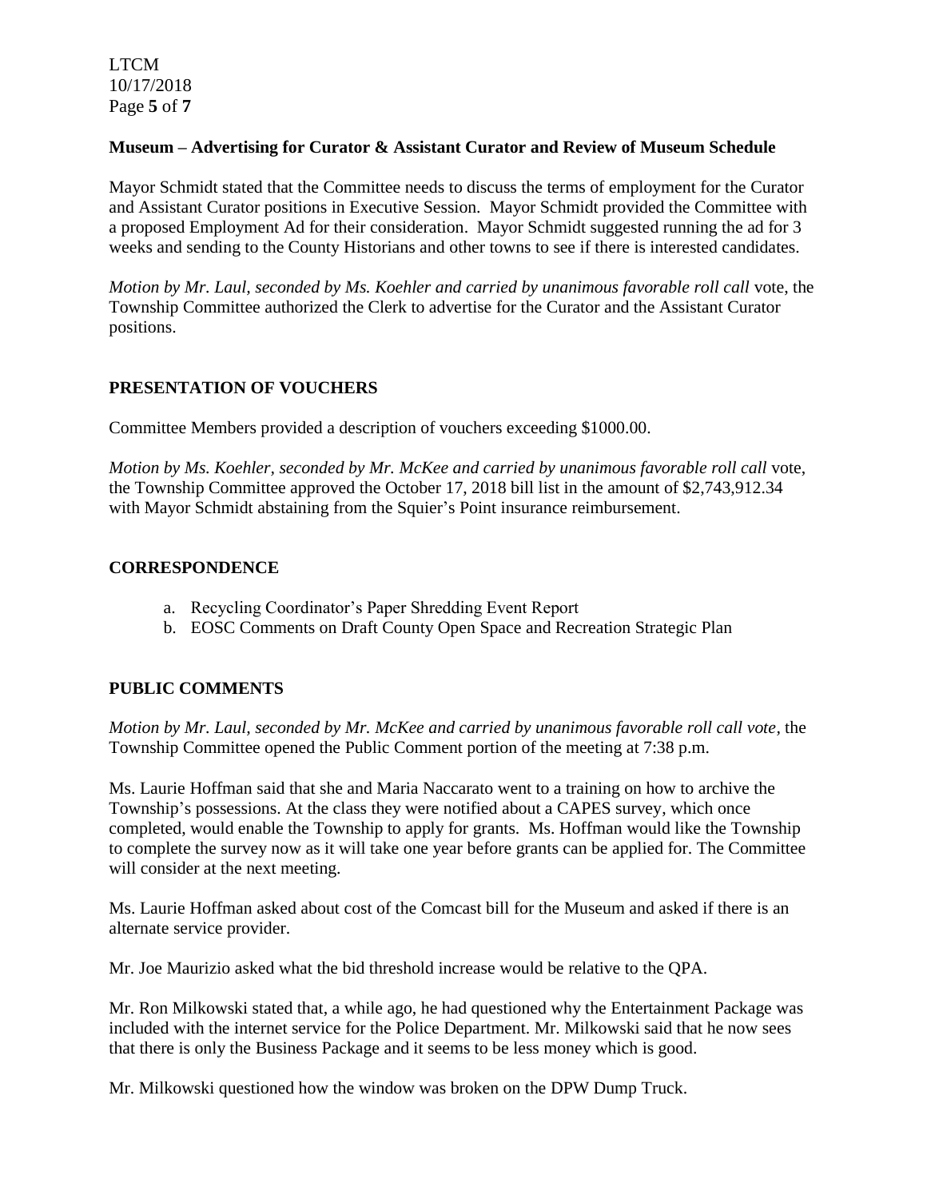**Museum – Advertising for Curator & Assistant Curator and Review of Museum Schedule**

Mayor Schmidt stated that the Committee needs to discuss the terms of employment for the Curator and Assistant Curator positions in Executive Session. Mayor Schmidt provided the Committee with a proposed Employment Ad for their consideration. Mayor Schmidt suggested running the ad for 3 weeks and sending to the County Historians and other towns to see if there is interested candidates.

*Motion by Mr. Laul, seconded by Ms. Koehler and carried by unanimous favorable roll call* vote, the Township Committee authorized the Clerk to advertise for the Curator and the Assistant Curator positions.

## PRESENTATION OF VOUCHERS

Committee Members provided a description of vouchers exceeding $1000.00.

*Motion by Ms. Koehler, seconded by Mr. McKee and carried by unanimous favorable roll call* vote, the Township Committee approved the October 17, 2018 bill list in the amount of $2,743,912.34 with Mayor Schmidt abstaining from the Squier's Point insurance reimbursement.

## CORRESPONDENCE

a. Recycling Coordinator's Paper Shredding Event Report
b. EOSC Comments on Draft County Open Space and Recreation Strategic Plan

## PUBLIC COMMENTS

*Motion by Mr. Laul, seconded by Mr. McKee and carried by unanimous favorable roll call vote*, the Township Committee opened the Public Comment portion of the meeting at 7:38 p.m.

Ms. Laurie Hoffman said that she and Maria Naccarato went to a training on how to archive the Township's possessions. At the class they were notified about a CAPES survey, which once completed, would enable the Township to apply for grants. Ms. Hoffman would like the Township to complete the survey now as it will take one year before grants can be applied for. The Committee will consider at the next meeting.

Ms. Laurie Hoffman asked about cost of the Comcast bill for the Museum and asked if there is an alternate service provider.

Mr. Joe Maurizio asked what the bid threshold increase would be relative to the QPA.

Mr. Ron Milkowski stated that, a while ago, he had questioned why the Entertainment Package was included with the internet service for the Police Department. Mr. Milkowski said that he now sees that there is only the Business Package and it seems to be less money which is good.

Mr. Milkowski questioned how the window was broken on the DPW Dump Truck.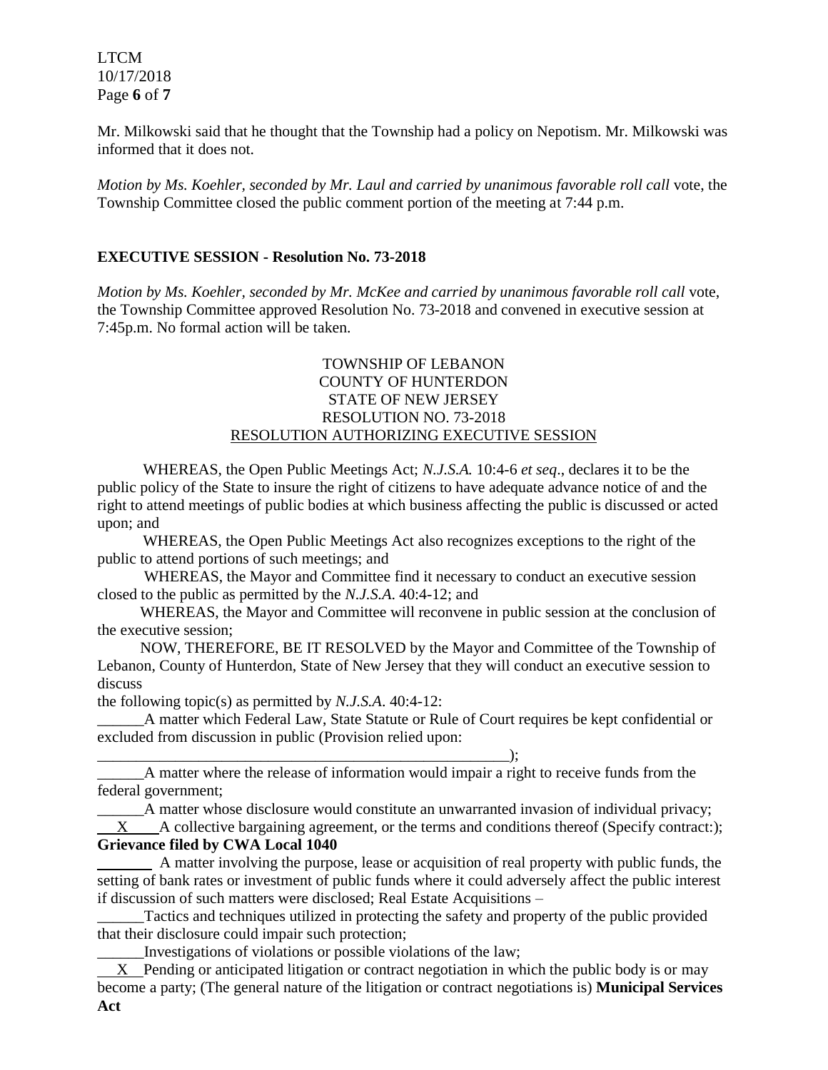Mr. Milkowski said that he thought that the Township had a policy on Nepotism. Mr. Milkowski was informed that it does not.

*Motion by Ms. Koehler, seconded by Mr. Laul and carried by unanimous favorable roll call* vote, the Township Committee closed the public comment portion of the meeting at 7:44 p.m.

**EXECUTIVE SESSION - Resolution No. 73-2018**

*Motion by Ms. Koehler, seconded by Mr. McKee and carried by unanimous favorable roll call* vote, the Township Committee approved Resolution No. 73-2018 and convened in executive session at 7:45p.m. No formal action will be taken.

TOWNSHIP OF LEBANON
COUNTY OF HUNTERDON
STATE OF NEW JERSEY
RESOLUTION NO. 73-2018
RESOLUTION AUTHORIZING EXECUTIVE SESSION

WHEREAS, the Open Public Meetings Act; *N.J.S.A.* 10:4-6 *et seq*., declares it to be the public policy of the State to insure the right of citizens to have adequate advance notice of and the right to attend meetings of public bodies at which business affecting the public is discussed or acted upon; and

WHEREAS, the Open Public Meetings Act also recognizes exceptions to the right of the public to attend portions of such meetings; and

WHEREAS, the Mayor and Committee find it necessary to conduct an executive session closed to the public as permitted by the *N.J.S.A*. 40:4-12; and

WHEREAS, the Mayor and Committee will reconvene in public session at the conclusion of the executive session;

NOW, THEREFORE, BE IT RESOLVED by the Mayor and Committee of the Township of Lebanon, County of Hunterdon, State of New Jersey that they will conduct an executive session to discuss
the following topic(s) as permitted by *N.J.S.A*. 40:4-12:

______A matter which Federal Law, State Statute or Rule of Court requires be kept confidential or excluded from discussion in public (Provision relied upon: _______________________________________________________);

______A matter where the release of information would impair a right to receive funds from the federal government;

______A matter whose disclosure would constitute an unwarranted invasion of individual privacy;

___X___A collective bargaining agreement, or the terms and conditions thereof (Specify contract:); **Grievance filed by CWA Local 1040**

_______ A matter involving the purpose, lease or acquisition of real property with public funds, the setting of bank rates or investment of public funds where it could adversely affect the public interest if discussion of such matters were disclosed; Real Estate Acquisitions –

______Tactics and techniques utilized in protecting the safety and property of the public provided that their disclosure could impair such protection;

______Investigations of violations or possible violations of the law;

___X__Pending or anticipated litigation or contract negotiation in which the public body is or may become a party; (The general nature of the litigation or contract negotiations is) **Municipal Services Act**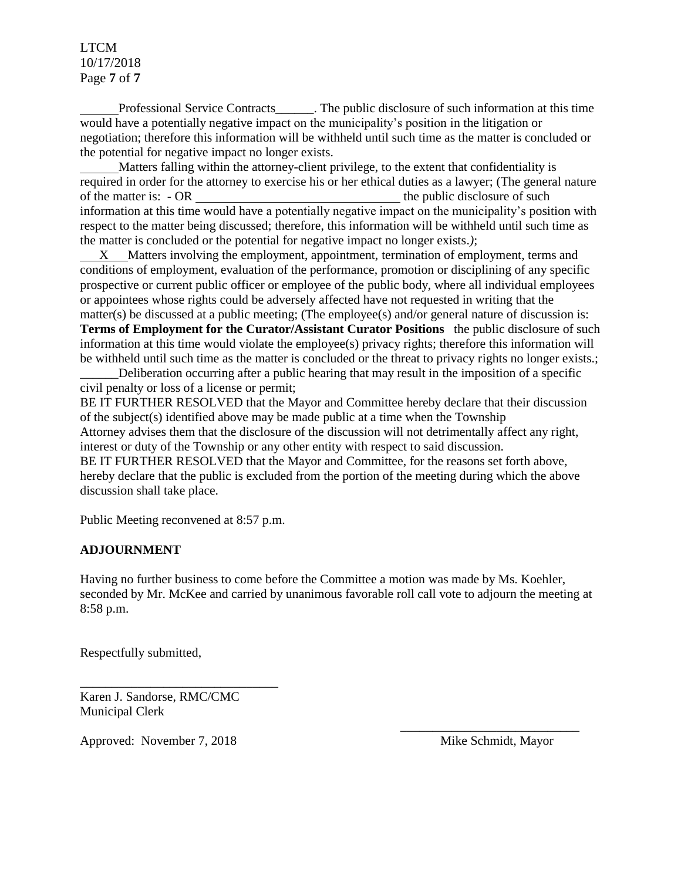______Professional Service Contracts______. The public disclosure of such information at this time would have a potentially negative impact on the municipality's position in the litigation or negotiation; therefore this information will be withheld until such time as the matter is concluded or the potential for negative impact no longer exists.

______Matters falling within the attorney-client privilege, to the extent that confidentiality is required in order for the attorney to exercise his or her ethical duties as a lawyer; (The general nature of the matter is: - OR ________________________________ the public disclosure of such information at this time would have a potentially negative impact on the municipality's position with respect to the matter being discussed; therefore, this information will be withheld until such time as the matter is concluded or the potential for negative impact no longer exists.*)*;

___X___Matters involving the employment, appointment, termination of employment, terms and conditions of employment, evaluation of the performance, promotion or disciplining of any specific prospective or current public officer or employee of the public body, where all individual employees or appointees whose rights could be adversely affected have not requested in writing that the matter(s) be discussed at a public meeting; (The employee(s) and/or general nature of discussion is: **Terms of Employment for the Curator/Assistant Curator Positions** the public disclosure of such information at this time would violate the employee(s) privacy rights; therefore this information will be withheld until such time as the matter is concluded or the threat to privacy rights no longer exists.;

______Deliberation occurring after a public hearing that may result in the imposition of a specific civil penalty or loss of a license or permit;

BE IT FURTHER RESOLVED that the Mayor and Committee hereby declare that their discussion of the subject(s) identified above may be made public at a time when the Township Attorney advises them that the disclosure of the discussion will not detrimentally affect any right, interest or duty of the Township or any other entity with respect to said discussion.

BE IT FURTHER RESOLVED that the Mayor and Committee, for the reasons set forth above, hereby declare that the public is excluded from the portion of the meeting during which the above discussion shall take place.

Public Meeting reconvened at 8:57 p.m.

## ADJOURNMENT

Having no further business to come before the Committee a motion was made by Ms. Koehler, seconded by Mr. McKee and carried by unanimous favorable roll call vote to adjourn the meeting at 8:58 p.m.

Respectfully submitted,

_______________________________

Karen J. Sandorse, RMC/CMC
Municipal Clerk

Approved: November 7, 2018

_______________________________

Mike Schmidt, Mayor